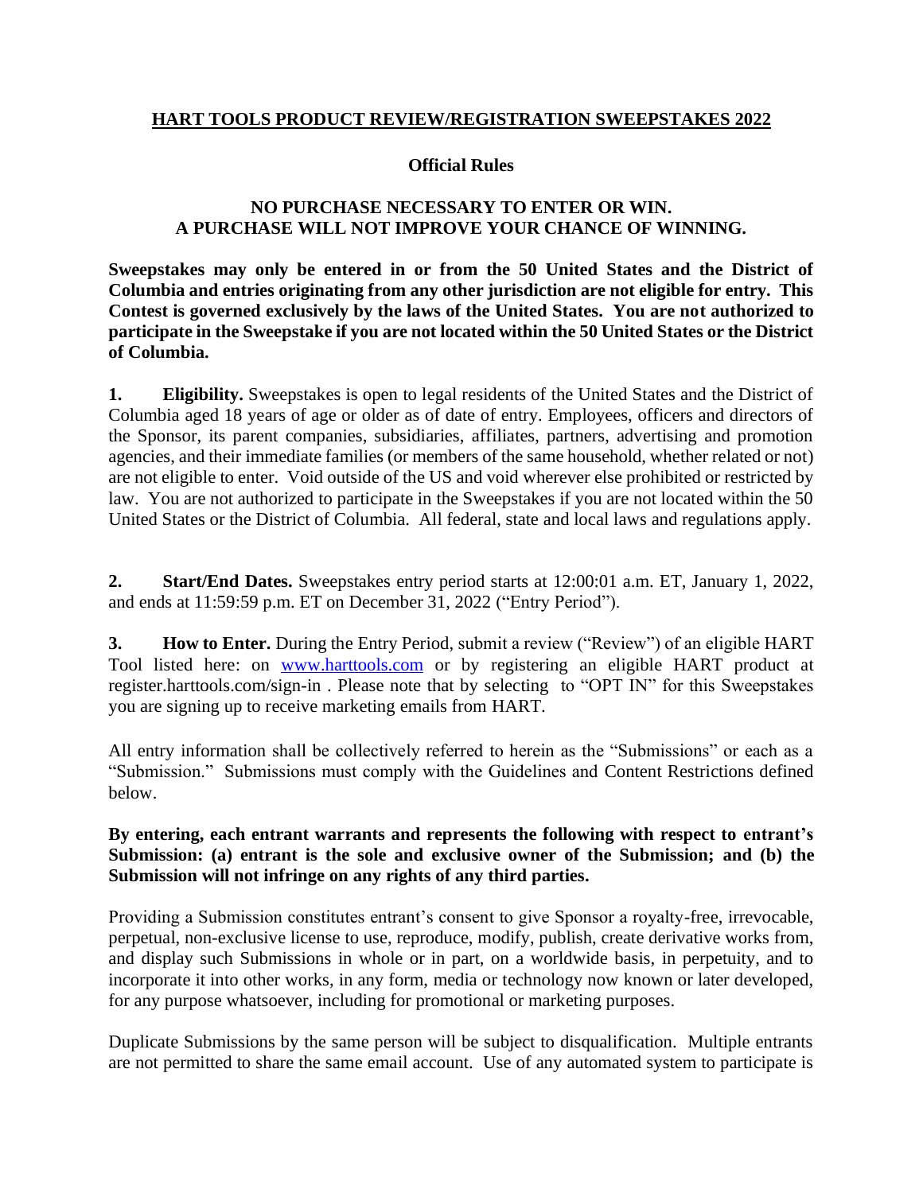# HART TOOLS PRODUCT REVIEW/REGISTRATION SWEEPSTAKES 2022

## Official Rules

**NO PURCHASE NECESSARY TO ENTER OR WIN.**
**A PURCHASE WILL NOT IMPROVE YOUR CHANCE OF WINNING.**

**Sweepstakes may only be entered in or from the 50 United States and the District of Columbia and entries originating from any other jurisdiction are not eligible for entry. This Contest is governed exclusively by the laws of the United States. You are not authorized to participate in the Sweepstake if you are not located within the 50 United States or the District of Columbia.**

**1. Eligibility.** Sweepstakes is open to legal residents of the United States and the District of Columbia aged 18 years of age or older as of date of entry. Employees, officers and directors of the Sponsor, its parent companies, subsidiaries, affiliates, partners, advertising and promotion agencies, and their immediate families (or members of the same household, whether related or not) are not eligible to enter. Void outside of the US and void wherever else prohibited or restricted by law. You are not authorized to participate in the Sweepstakes if you are not located within the 50 United States or the District of Columbia. All federal, state and local laws and regulations apply.

**2. Start/End Dates.** Sweepstakes entry period starts at 12:00:01 a.m. ET, January 1, 2022, and ends at 11:59:59 p.m. ET on December 31, 2022 ("Entry Period").

**3. How to Enter.** During the Entry Period, submit a review ("Review") of an eligible HART Tool listed here: on [www.harttools.com](www.harttools.com) or by registering an eligible HART product at register.harttools.com/sign-in . Please note that by selecting to "OPT IN" for this Sweepstakes you are signing up to receive marketing emails from HART.

All entry information shall be collectively referred to herein as the "Submissions" or each as a "Submission." Submissions must comply with the Guidelines and Content Restrictions defined below.

**By entering, each entrant warrants and represents the following with respect to entrant's Submission: (a) entrant is the sole and exclusive owner of the Submission; and (b) the Submission will not infringe on any rights of any third parties.**

Providing a Submission constitutes entrant's consent to give Sponsor a royalty-free, irrevocable, perpetual, non-exclusive license to use, reproduce, modify, publish, create derivative works from, and display such Submissions in whole or in part, on a worldwide basis, in perpetuity, and to incorporate it into other works, in any form, media or technology now known or later developed, for any purpose whatsoever, including for promotional or marketing purposes.

Duplicate Submissions by the same person will be subject to disqualification. Multiple entrants are not permitted to share the same email account. Use of any automated system to participate is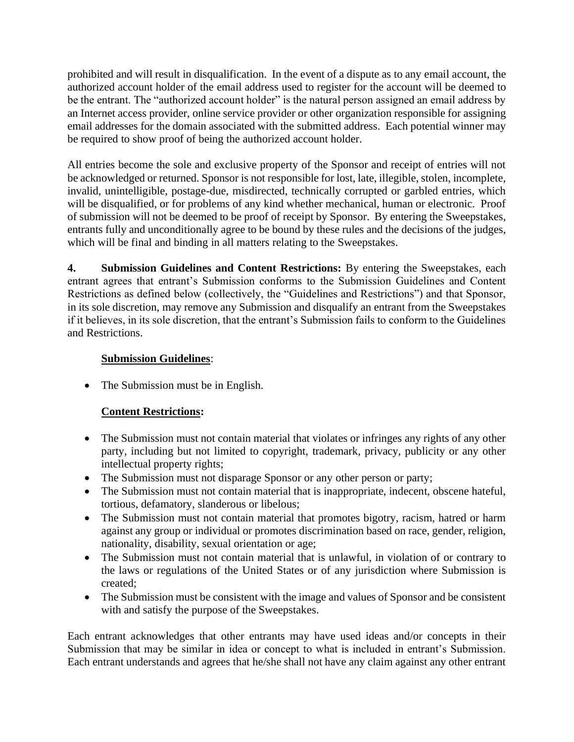prohibited and will result in disqualification. In the event of a dispute as to any email account, the authorized account holder of the email address used to register for the account will be deemed to be the entrant. The "authorized account holder" is the natural person assigned an email address by an Internet access provider, online service provider or other organization responsible for assigning email addresses for the domain associated with the submitted address. Each potential winner may be required to show proof of being the authorized account holder.

All entries become the sole and exclusive property of the Sponsor and receipt of entries will not be acknowledged or returned. Sponsor is not responsible for lost, late, illegible, stolen, incomplete, invalid, unintelligible, postage-due, misdirected, technically corrupted or garbled entries, which will be disqualified, or for problems of any kind whether mechanical, human or electronic. Proof of submission will not be deemed to be proof of receipt by Sponsor. By entering the Sweepstakes, entrants fully and unconditionally agree to be bound by these rules and the decisions of the judges, which will be final and binding in all matters relating to the Sweepstakes.

**4. Submission Guidelines and Content Restrictions:** By entering the Sweepstakes, each entrant agrees that entrant's Submission conforms to the Submission Guidelines and Content Restrictions as defined below (collectively, the "Guidelines and Restrictions") and that Sponsor, in its sole discretion, may remove any Submission and disqualify an entrant from the Sweepstakes if it believes, in its sole discretion, that the entrant's Submission fails to conform to the Guidelines and Restrictions.

**Submission Guidelines**:

- The Submission must be in English.

**Content Restrictions:**

- The Submission must not contain material that violates or infringes any rights of any other party, including but not limited to copyright, trademark, privacy, publicity or any other intellectual property rights;
- The Submission must not disparage Sponsor or any other person or party;
- The Submission must not contain material that is inappropriate, indecent, obscene hateful, tortious, defamatory, slanderous or libelous;
- The Submission must not contain material that promotes bigotry, racism, hatred or harm against any group or individual or promotes discrimination based on race, gender, religion, nationality, disability, sexual orientation or age;
- The Submission must not contain material that is unlawful, in violation of or contrary to the laws or regulations of the United States or of any jurisdiction where Submission is created;
- The Submission must be consistent with the image and values of Sponsor and be consistent with and satisfy the purpose of the Sweepstakes.

Each entrant acknowledges that other entrants may have used ideas and/or concepts in their Submission that may be similar in idea or concept to what is included in entrant's Submission. Each entrant understands and agrees that he/she shall not have any claim against any other entrant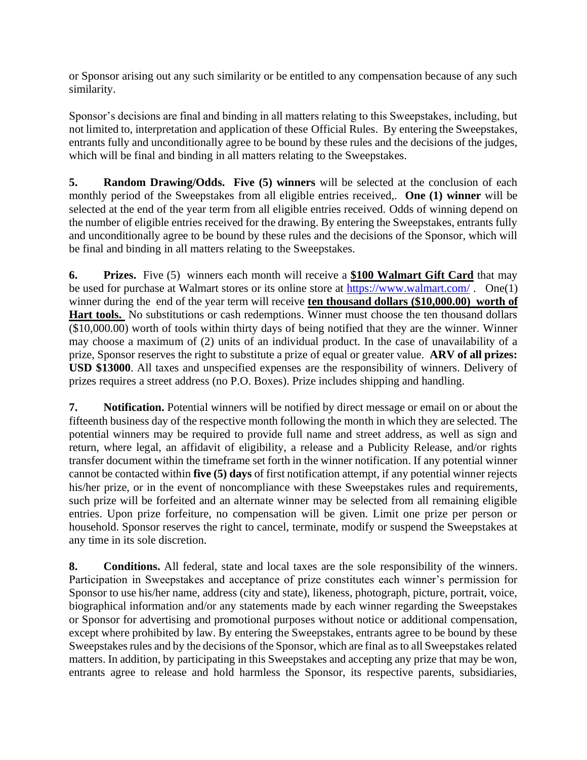or Sponsor arising out any such similarity or be entitled to any compensation because of any such similarity.

Sponsor's decisions are final and binding in all matters relating to this Sweepstakes, including, but not limited to, interpretation and application of these Official Rules. By entering the Sweepstakes, entrants fully and unconditionally agree to be bound by these rules and the decisions of the judges, which will be final and binding in all matters relating to the Sweepstakes.

**5. Random Drawing/Odds. Five (5) winners** will be selected at the conclusion of each monthly period of the Sweepstakes from all eligible entries received,. **One (1) winner** will be selected at the end of the year term from all eligible entries received. Odds of winning depend on the number of eligible entries received for the drawing. By entering the Sweepstakes, entrants fully and unconditionally agree to be bound by these rules and the decisions of the Sponsor, which will be final and binding in all matters relating to the Sweepstakes.

**6. Prizes.** Five (5) winners each month will receive a **$100 Walmart Gift Card** that may be used for purchase at Walmart stores or its online store at [https://www.walmart.com/](https://www.walmart.com/) . One(1) winner during the end of the year term will receive **ten thousand dollars ($10,000.00) worth of Hart tools.** No substitutions or cash redemptions. Winner must choose the ten thousand dollars ($10,000.00) worth of tools within thirty days of being notified that they are the winner. Winner may choose a maximum of (2) units of an individual product. In the case of unavailability of a prize, Sponsor reserves the right to substitute a prize of equal or greater value. **ARV of all prizes: USD $13000**. All taxes and unspecified expenses are the responsibility of winners. Delivery of prizes requires a street address (no P.O. Boxes). Prize includes shipping and handling.

**7. Notification.** Potential winners will be notified by direct message or email on or about the fifteenth business day of the respective month following the month in which they are selected. The potential winners may be required to provide full name and street address, as well as sign and return, where legal, an affidavit of eligibility, a release and a Publicity Release, and/or rights transfer document within the timeframe set forth in the winner notification. If any potential winner cannot be contacted within **five (5) days** of first notification attempt, if any potential winner rejects his/her prize, or in the event of noncompliance with these Sweepstakes rules and requirements, such prize will be forfeited and an alternate winner may be selected from all remaining eligible entries. Upon prize forfeiture, no compensation will be given. Limit one prize per person or household. Sponsor reserves the right to cancel, terminate, modify or suspend the Sweepstakes at any time in its sole discretion.

**8. Conditions.** All federal, state and local taxes are the sole responsibility of the winners. Participation in Sweepstakes and acceptance of prize constitutes each winner's permission for Sponsor to use his/her name, address (city and state), likeness, photograph, picture, portrait, voice, biographical information and/or any statements made by each winner regarding the Sweepstakes or Sponsor for advertising and promotional purposes without notice or additional compensation, except where prohibited by law. By entering the Sweepstakes, entrants agree to be bound by these Sweepstakes rules and by the decisions of the Sponsor, which are final as to all Sweepstakes related matters. In addition, by participating in this Sweepstakes and accepting any prize that may be won, entrants agree to release and hold harmless the Sponsor, its respective parents, subsidiaries,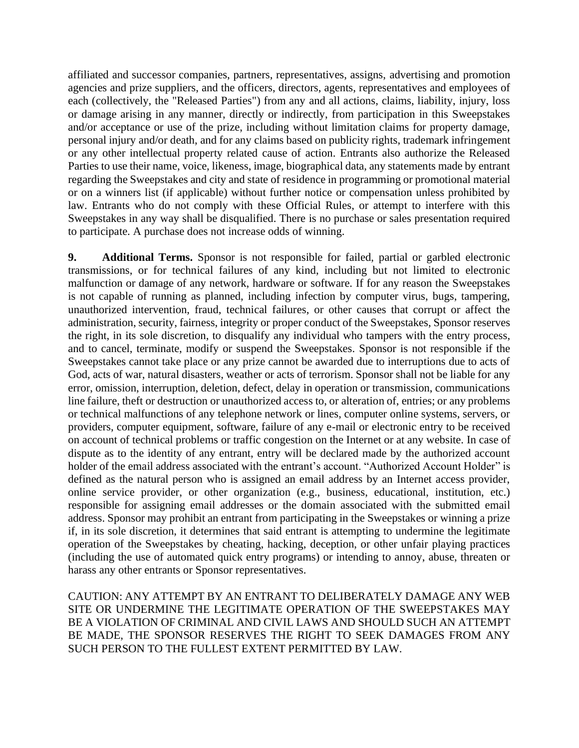affiliated and successor companies, partners, representatives, assigns, advertising and promotion agencies and prize suppliers, and the officers, directors, agents, representatives and employees of each (collectively, the "Released Parties") from any and all actions, claims, liability, injury, loss or damage arising in any manner, directly or indirectly, from participation in this Sweepstakes and/or acceptance or use of the prize, including without limitation claims for property damage, personal injury and/or death, and for any claims based on publicity rights, trademark infringement or any other intellectual property related cause of action. Entrants also authorize the Released Parties to use their name, voice, likeness, image, biographical data, any statements made by entrant regarding the Sweepstakes and city and state of residence in programming or promotional material or on a winners list (if applicable) without further notice or compensation unless prohibited by law. Entrants who do not comply with these Official Rules, or attempt to interfere with this Sweepstakes in any way shall be disqualified. There is no purchase or sales presentation required to participate. A purchase does not increase odds of winning.

**9. Additional Terms.** Sponsor is not responsible for failed, partial or garbled electronic transmissions, or for technical failures of any kind, including but not limited to electronic malfunction or damage of any network, hardware or software. If for any reason the Sweepstakes is not capable of running as planned, including infection by computer virus, bugs, tampering, unauthorized intervention, fraud, technical failures, or other causes that corrupt or affect the administration, security, fairness, integrity or proper conduct of the Sweepstakes, Sponsor reserves the right, in its sole discretion, to disqualify any individual who tampers with the entry process, and to cancel, terminate, modify or suspend the Sweepstakes. Sponsor is not responsible if the Sweepstakes cannot take place or any prize cannot be awarded due to interruptions due to acts of God, acts of war, natural disasters, weather or acts of terrorism. Sponsor shall not be liable for any error, omission, interruption, deletion, defect, delay in operation or transmission, communications line failure, theft or destruction or unauthorized access to, or alteration of, entries; or any problems or technical malfunctions of any telephone network or lines, computer online systems, servers, or providers, computer equipment, software, failure of any e-mail or electronic entry to be received on account of technical problems or traffic congestion on the Internet or at any website. In case of dispute as to the identity of any entrant, entry will be declared made by the authorized account holder of the email address associated with the entrant's account. "Authorized Account Holder" is defined as the natural person who is assigned an email address by an Internet access provider, online service provider, or other organization (e.g., business, educational, institution, etc.) responsible for assigning email addresses or the domain associated with the submitted email address. Sponsor may prohibit an entrant from participating in the Sweepstakes or winning a prize if, in its sole discretion, it determines that said entrant is attempting to undermine the legitimate operation of the Sweepstakes by cheating, hacking, deception, or other unfair playing practices (including the use of automated quick entry programs) or intending to annoy, abuse, threaten or harass any other entrants or Sponsor representatives.

CAUTION: ANY ATTEMPT BY AN ENTRANT TO DELIBERATELY DAMAGE ANY WEB SITE OR UNDERMINE THE LEGITIMATE OPERATION OF THE SWEEPSTAKES MAY BE A VIOLATION OF CRIMINAL AND CIVIL LAWS AND SHOULD SUCH AN ATTEMPT BE MADE, THE SPONSOR RESERVES THE RIGHT TO SEEK DAMAGES FROM ANY SUCH PERSON TO THE FULLEST EXTENT PERMITTED BY LAW.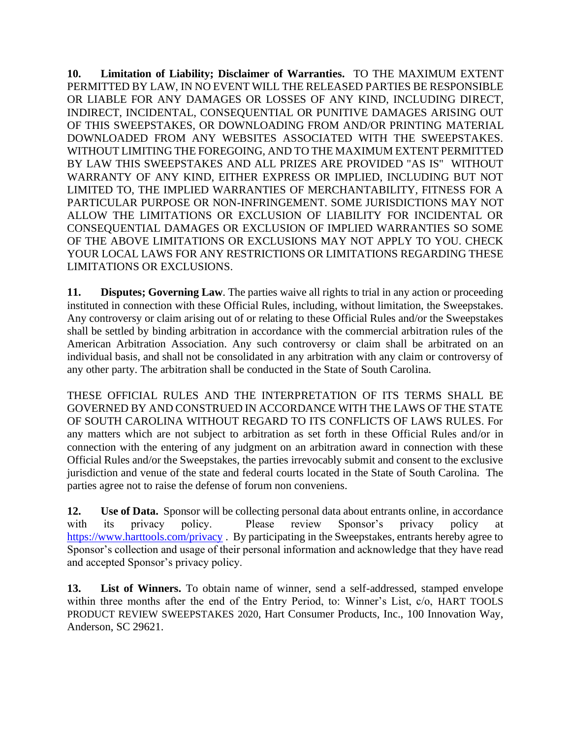**10. Limitation of Liability; Disclaimer of Warranties.** TO THE MAXIMUM EXTENT PERMITTED BY LAW, IN NO EVENT WILL THE RELEASED PARTIES BE RESPONSIBLE OR LIABLE FOR ANY DAMAGES OR LOSSES OF ANY KIND, INCLUDING DIRECT, INDIRECT, INCIDENTAL, CONSEQUENTIAL OR PUNITIVE DAMAGES ARISING OUT OF THIS SWEEPSTAKES, OR DOWNLOADING FROM AND/OR PRINTING MATERIAL DOWNLOADED FROM ANY WEBSITES ASSOCIATED WITH THE SWEEPSTAKES. WITHOUT LIMITING THE FOREGOING, AND TO THE MAXIMUM EXTENT PERMITTED BY LAW THIS SWEEPSTAKES AND ALL PRIZES ARE PROVIDED "AS IS" WITHOUT WARRANTY OF ANY KIND, EITHER EXPRESS OR IMPLIED, INCLUDING BUT NOT LIMITED TO, THE IMPLIED WARRANTIES OF MERCHANTABILITY, FITNESS FOR A PARTICULAR PURPOSE OR NON-INFRINGEMENT. SOME JURISDICTIONS MAY NOT ALLOW THE LIMITATIONS OR EXCLUSION OF LIABILITY FOR INCIDENTAL OR CONSEQUENTIAL DAMAGES OR EXCLUSION OF IMPLIED WARRANTIES SO SOME OF THE ABOVE LIMITATIONS OR EXCLUSIONS MAY NOT APPLY TO YOU. CHECK YOUR LOCAL LAWS FOR ANY RESTRICTIONS OR LIMITATIONS REGARDING THESE LIMITATIONS OR EXCLUSIONS.

**11. Disputes; Governing Law**. The parties waive all rights to trial in any action or proceeding instituted in connection with these Official Rules, including, without limitation, the Sweepstakes. Any controversy or claim arising out of or relating to these Official Rules and/or the Sweepstakes shall be settled by binding arbitration in accordance with the commercial arbitration rules of the American Arbitration Association. Any such controversy or claim shall be arbitrated on an individual basis, and shall not be consolidated in any arbitration with any claim or controversy of any other party. The arbitration shall be conducted in the State of South Carolina.

THESE OFFICIAL RULES AND THE INTERPRETATION OF ITS TERMS SHALL BE GOVERNED BY AND CONSTRUED IN ACCORDANCE WITH THE LAWS OF THE STATE OF SOUTH CAROLINA WITHOUT REGARD TO ITS CONFLICTS OF LAWS RULES. For any matters which are not subject to arbitration as set forth in these Official Rules and/or in connection with the entering of any judgment on an arbitration award in connection with these Official Rules and/or the Sweepstakes, the parties irrevocably submit and consent to the exclusive jurisdiction and venue of the state and federal courts located in the State of South Carolina. The parties agree not to raise the defense of forum non conveniens.

**12. Use of Data.** Sponsor will be collecting personal data about entrants online, in accordance with its privacy policy. Please review Sponsor's privacy policy at https://www.harttools.com/privacy . By participating in the Sweepstakes, entrants hereby agree to Sponsor's collection and usage of their personal information and acknowledge that they have read and accepted Sponsor's privacy policy.

**13. List of Winners.** To obtain name of winner, send a self-addressed, stamped envelope within three months after the end of the Entry Period, to: Winner's List, c/o, HART TOOLS PRODUCT REVIEW SWEEPSTAKES 2020, Hart Consumer Products, Inc., 100 Innovation Way, Anderson, SC 29621.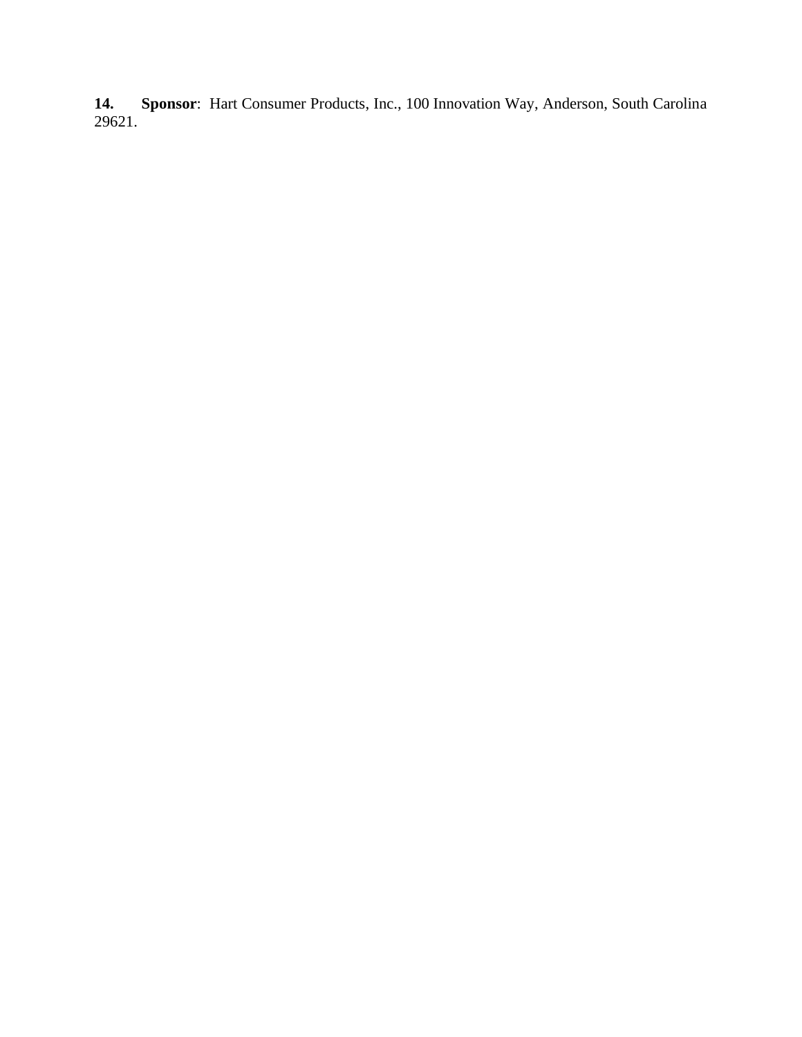**14.** **Sponsor**: Hart Consumer Products, Inc., 100 Innovation Way, Anderson, South Carolina 29621.